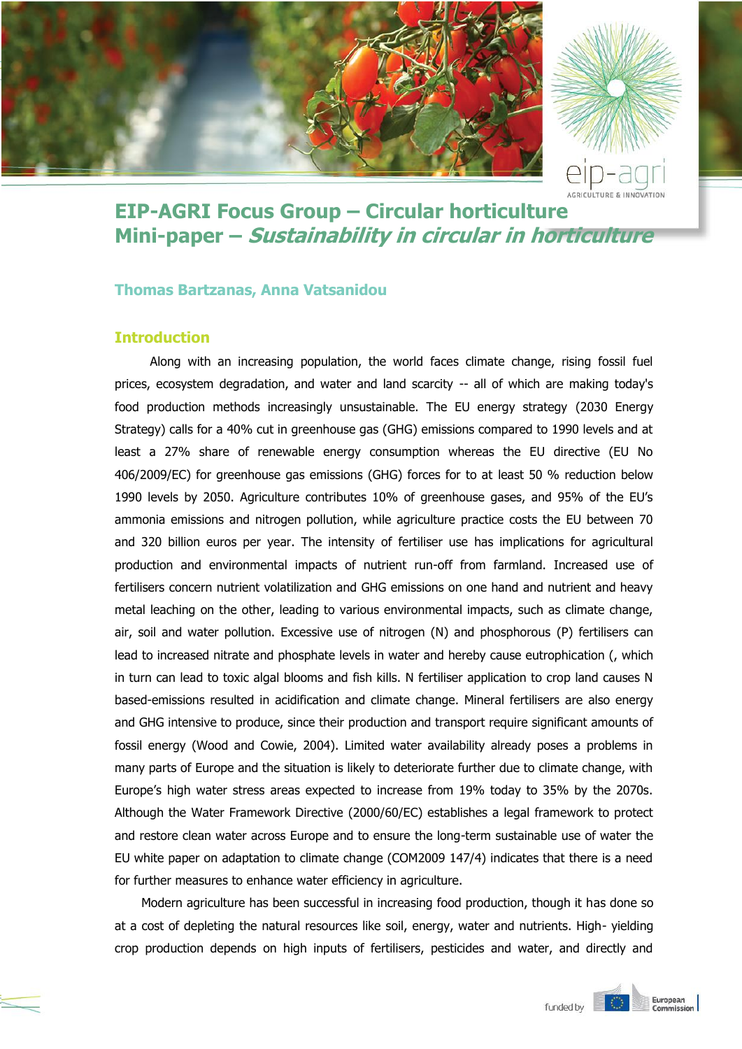# EIP-AGRI Focus Group – Circular horticulture
## Mini-paper – *Sustainability in circular in horticulture*

**Thomas Bartzanas, Anna Vatsanidou**

## Introduction

Along with an increasing population, the world faces climate change, rising fossil fuel prices, ecosystem degradation, and water and land scarcity -- all of which are making today's food production methods increasingly unsustainable. The EU energy strategy (2030 Energy Strategy) calls for a 40% cut in greenhouse gas (GHG) emissions compared to 1990 levels and at least a 27% share of renewable energy consumption whereas the EU directive (EU No 406/2009/EC) for greenhouse gas emissions (GHG) forces for to at least 50 % reduction below 1990 levels by 2050. Agriculture contributes 10% of greenhouse gases, and 95% of the EU's ammonia emissions and nitrogen pollution, while agriculture practice costs the EU between 70 and 320 billion euros per year. The intensity of fertiliser use has implications for agricultural production and environmental impacts of nutrient run-off from farmland. Increased use of fertilisers concern nutrient volatilization and GHG emissions on one hand and nutrient and heavy metal leaching on the other, leading to various environmental impacts, such as climate change, air, soil and water pollution. Excessive use of nitrogen (N) and phosphorous (P) fertilisers can lead to increased nitrate and phosphate levels in water and hereby cause eutrophication (, which in turn can lead to toxic algal blooms and fish kills. N fertiliser application to crop land causes N based-emissions resulted in acidification and climate change. Mineral fertilisers are also energy and GHG intensive to produce, since their production and transport require significant amounts of fossil energy (Wood and Cowie, 2004). Limited water availability already poses a problems in many parts of Europe and the situation is likely to deteriorate further due to climate change, with Europe's high water stress areas expected to increase from 19% today to 35% by the 2070s. Although the Water Framework Directive (2000/60/EC) establishes a legal framework to protect and restore clean water across Europe and to ensure the long-term sustainable use of water the EU white paper on adaptation to climate change (COM2009 147/4) indicates that there is a need for further measures to enhance water efficiency in agriculture.

Modern agriculture has been successful in increasing food production, though it has done so at a cost of depleting the natural resources like soil, energy, water and nutrients. High- yielding crop production depends on high inputs of fertilisers, pesticides and water, and directly and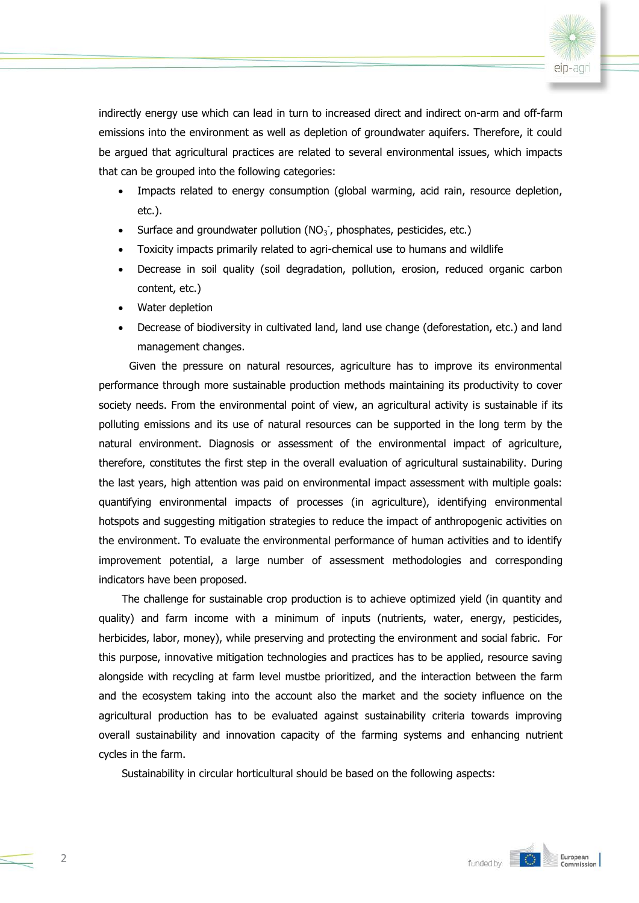indirectly energy use which can lead in turn to increased direct and indirect on-arm and off-farm emissions into the environment as well as depletion of groundwater aquifers. Therefore, it could be argued that agricultural practices are related to several environmental issues, which impacts that can be grouped into the following categories:

- Impacts related to energy consumption (global warming, acid rain, resource depletion, etc.).
- Surface and groundwater pollution ($NO_3^-$, phosphates, pesticides, etc.)
- Toxicity impacts primarily related to agri-chemical use to humans and wildlife
- Decrease in soil quality (soil degradation, pollution, erosion, reduced organic carbon content, etc.)
- Water depletion
- Decrease of biodiversity in cultivated land, land use change (deforestation, etc.) and land management changes.

Given the pressure on natural resources, agriculture has to improve its environmental performance through more sustainable production methods maintaining its productivity to cover society needs. From the environmental point of view, an agricultural activity is sustainable if its polluting emissions and its use of natural resources can be supported in the long term by the natural environment. Diagnosis or assessment of the environmental impact of agriculture, therefore, constitutes the first step in the overall evaluation of agricultural sustainability. During the last years, high attention was paid on environmental impact assessment with multiple goals: quantifying environmental impacts of processes (in agriculture), identifying environmental hotspots and suggesting mitigation strategies to reduce the impact of anthropogenic activities on the environment. To evaluate the environmental performance of human activities and to identify improvement potential, a large number of assessment methodologies and corresponding indicators have been proposed.

The challenge for sustainable crop production is to achieve optimized yield (in quantity and quality) and farm income with a minimum of inputs (nutrients, water, energy, pesticides, herbicides, labor, money), while preserving and protecting the environment and social fabric. For this purpose, innovative mitigation technologies and practices has to be applied, resource saving alongside with recycling at farm level mustbe prioritized, and the interaction between the farm and the ecosystem taking into the account also the market and the society influence on the agricultural production has to be evaluated against sustainability criteria towards improving overall sustainability and innovation capacity of the farming systems and enhancing nutrient cycles in the farm.

Sustainability in circular horticultural should be based on the following aspects: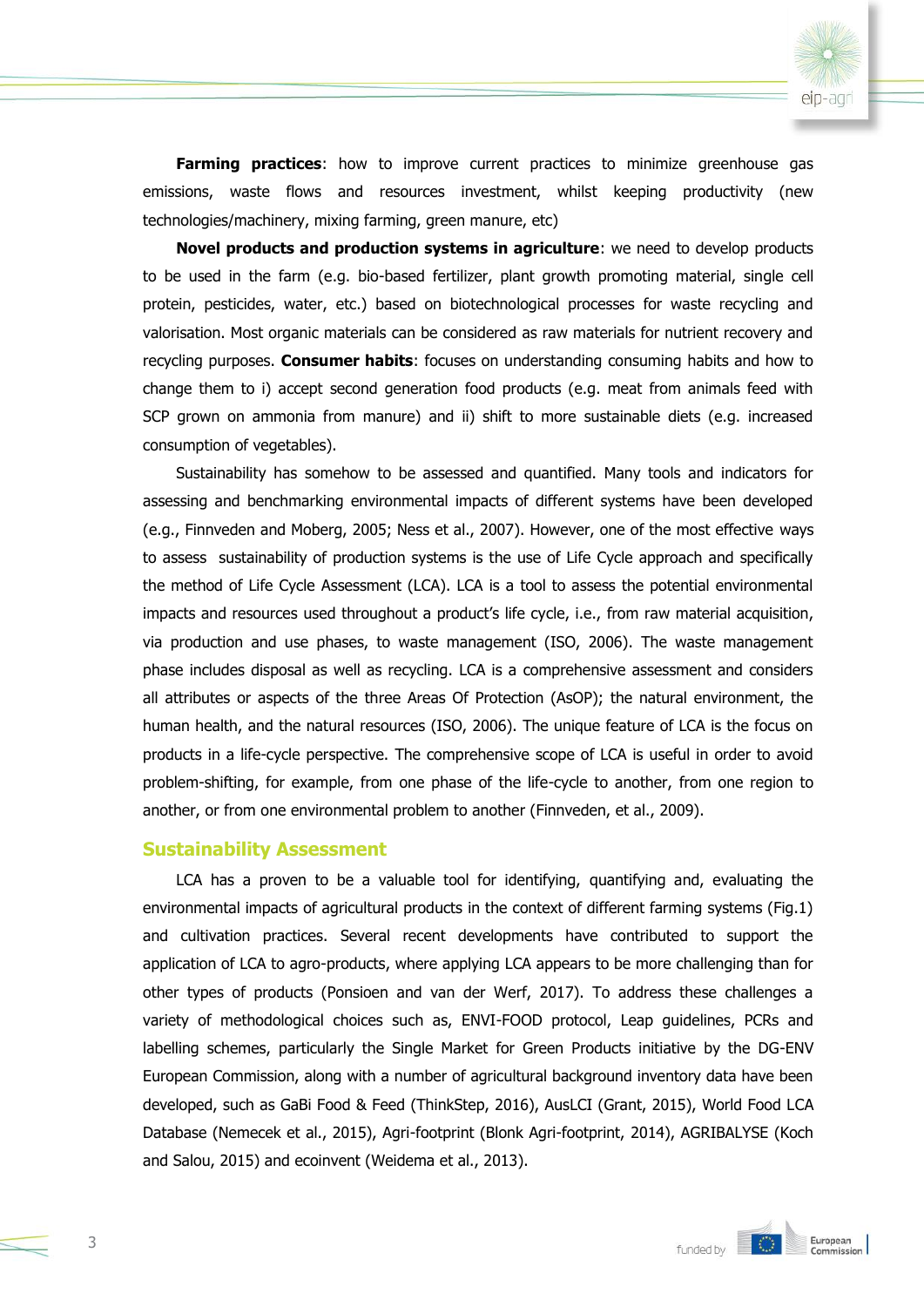**Farming practices**: how to improve current practices to minimize greenhouse gas emissions, waste flows and resources investment, whilst keeping productivity (new technologies/machinery, mixing farming, green manure, etc)

**Novel products and production systems in agriculture**: we need to develop products to be used in the farm (e.g. bio-based fertilizer, plant growth promoting material, single cell protein, pesticides, water, etc.) based on biotechnological processes for waste recycling and valorisation. Most organic materials can be considered as raw materials for nutrient recovery and recycling purposes. **Consumer habits**: focuses on understanding consuming habits and how to change them to i) accept second generation food products (e.g. meat from animals feed with SCP grown on ammonia from manure) and ii) shift to more sustainable diets (e.g. increased consumption of vegetables).

Sustainability has somehow to be assessed and quantified. Many tools and indicators for assessing and benchmarking environmental impacts of different systems have been developed (e.g., Finnveden and Moberg, 2005; Ness et al., 2007). However, one of the most effective ways to assess sustainability of production systems is the use of Life Cycle approach and specifically the method of Life Cycle Assessment (LCA). LCA is a tool to assess the potential environmental impacts and resources used throughout a product's life cycle, i.e., from raw material acquisition, via production and use phases, to waste management (ISO, 2006). The waste management phase includes disposal as well as recycling. LCA is a comprehensive assessment and considers all attributes or aspects of the three Areas Of Protection (AsOP); the natural environment, the human health, and the natural resources (ISO, 2006). The unique feature of LCA is the focus on products in a life-cycle perspective. The comprehensive scope of LCA is useful in order to avoid problem-shifting, for example, from one phase of the life-cycle to another, from one region to another, or from one environmental problem to another (Finnveden, et al., 2009).

## Sustainability Assessment

LCA has a proven to be a valuable tool for identifying, quantifying and, evaluating the environmental impacts of agricultural products in the context of different farming systems (Fig.1) and cultivation practices. Several recent developments have contributed to support the application of LCA to agro-products, where applying LCA appears to be more challenging than for other types of products (Ponsioen and van der Werf, 2017). To address these challenges a variety of methodological choices such as, ENVI-FOOD protocol, Leap guidelines, PCRs and labelling schemes, particularly the Single Market for Green Products initiative by the DG-ENV European Commission, along with a number of agricultural background inventory data have been developed, such as GaBi Food & Feed (ThinkStep, 2016), AusLCI (Grant, 2015), World Food LCA Database (Nemecek et al., 2015), Agri-footprint (Blonk Agri-footprint, 2014), AGRIBALYSE (Koch and Salou, 2015) and ecoinvent (Weidema et al., 2013).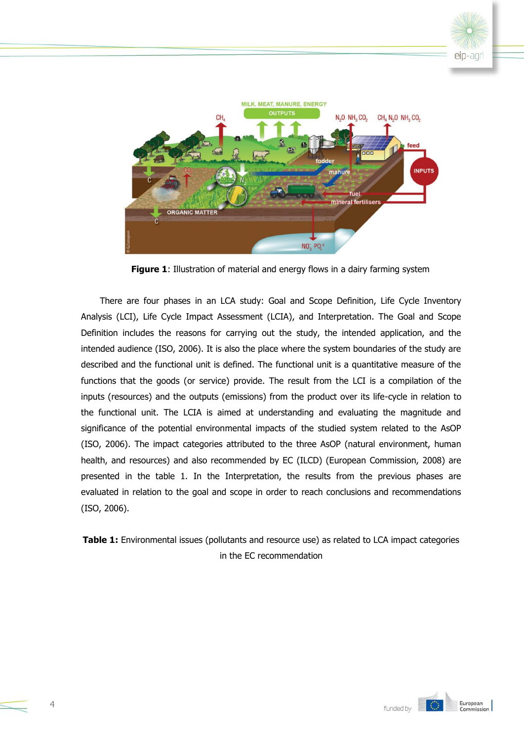**Figure 1**: Illustration of material and energy flows in a dairy farming system

There are four phases in an LCA study: Goal and Scope Definition, Life Cycle Inventory Analysis (LCI), Life Cycle Impact Assessment (LCIA), and Interpretation. The Goal and Scope Definition includes the reasons for carrying out the study, the intended application, and the intended audience (ISO, 2006). It is also the place where the system boundaries of the study are described and the functional unit is defined. The functional unit is a quantitative measure of the functions that the goods (or service) provide. The result from the LCI is a compilation of the inputs (resources) and the outputs (emissions) from the product over its life-cycle in relation to the functional unit. The LCIA is aimed at understanding and evaluating the magnitude and significance of the potential environmental impacts of the studied system related to the AsOP (ISO, 2006). The impact categories attributed to the three AsOP (natural environment, human health, and resources) and also recommended by EC (ILCD) (European Commission, 2008) are presented in the table 1. In the Interpretation, the results from the previous phases are evaluated in relation to the goal and scope in order to reach conclusions and recommendations (ISO, 2006).

**Table 1:** Environmental issues (pollutants and resource use) as related to LCA impact categories in the EC recommendation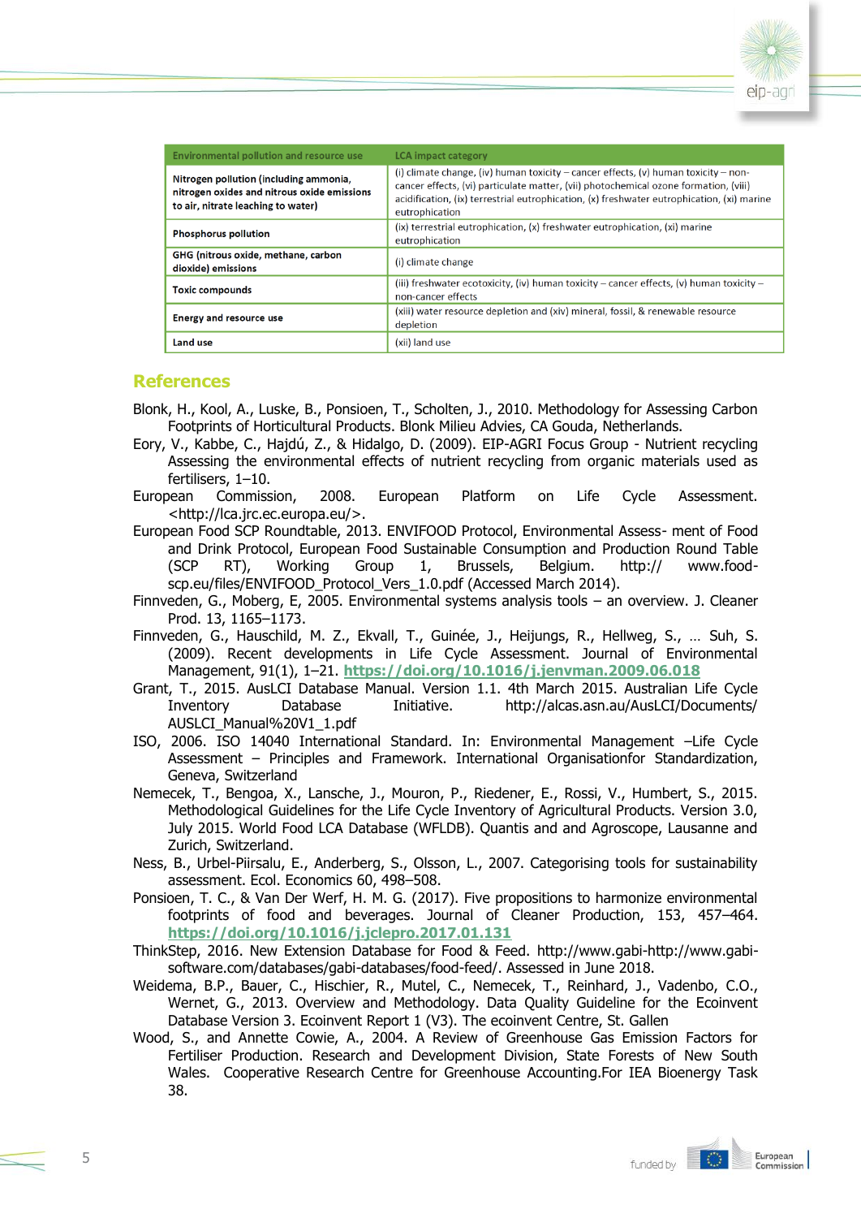| Environmental pollution and resource use | LCA impact category |
|---|---|
| Nitrogen pollution (including ammonia, nitrogen oxides and nitrous oxide emissions to air, nitrate leaching to water) | (i) climate change, (iv) human toxicity – cancer effects, (v) human toxicity – non-cancer effects, (vi) particulate matter, (vii) photochemical ozone formation, (viii) acidification, (ix) terrestrial eutrophication, (x) freshwater eutrophication, (xi) marine eutrophication |
| Phosphorus pollution | (ix) terrestrial eutrophication, (x) freshwater eutrophication, (xi) marine eutrophication |
| GHG (nitrous oxide, methane, carbon dioxide) emissions | (i) climate change |
| Toxic compounds | (iii) freshwater ecotoxicity, (iv) human toxicity – cancer effects, (v) human toxicity – non-cancer effects |
| Energy and resource use | (xiii) water resource depletion and (xiv) mineral, fossil, & renewable resource depletion |
| Land use | (xii) land use |

## References

Blonk, H., Kool, A., Luske, B., Ponsioen, T., Scholten, J., 2010. Methodology for Assessing Carbon Footprints of Horticultural Products. Blonk Milieu Advies, CA Gouda, Netherlands.

Eory, V., Kabbe, C., Hajdú, Z., & Hidalgo, D. (2009). EIP-AGRI Focus Group - Nutrient recycling Assessing the environmental effects of nutrient recycling from organic materials used as fertilisers, 1–10.

European Commission, 2008. European Platform on Life Cycle Assessment. <http://lca.jrc.ec.europa.eu/>.

European Food SCP Roundtable, 2013. ENVIFOOD Protocol, Environmental Assess- ment of Food and Drink Protocol, European Food Sustainable Consumption and Production Round Table (SCP RT), Working Group 1, Brussels, Belgium. http:// www.food-scp.eu/files/ENVIFOOD_Protocol_Vers_1.0.pdf (Accessed March 2014).

Finnveden, G., Moberg, E, 2005. Environmental systems analysis tools – an overview. J. Cleaner Prod. 13, 1165–1173.

Finnveden, G., Hauschild, M. Z., Ekvall, T., Guinée, J., Heijungs, R., Hellweg, S., … Suh, S. (2009). Recent developments in Life Cycle Assessment. Journal of Environmental Management, 91(1), 1–21. **https://doi.org/10.1016/j.jenvman.2009.06.018**

Grant, T., 2015. AusLCI Database Manual. Version 1.1. 4th March 2015. Australian Life Cycle Inventory Database Initiative. http://alcas.asn.au/AusLCI/Documents/AUSLCI_Manual%20V1_1.pdf

ISO, 2006. ISO 14040 International Standard. In: Environmental Management –Life Cycle Assessment – Principles and Framework. International Organisationfor Standardization, Geneva, Switzerland

Nemecek, T., Bengoa, X., Lansche, J., Mouron, P., Riedener, E., Rossi, V., Humbert, S., 2015. Methodological Guidelines for the Life Cycle Inventory of Agricultural Products. Version 3.0, July 2015. World Food LCA Database (WFLDB). Quantis and and Agroscope, Lausanne and Zurich, Switzerland.

Ness, B., Urbel-Piirsalu, E., Anderberg, S., Olsson, L., 2007. Categorising tools for sustainability assessment. Ecol. Economics 60, 498–508.

Ponsioen, T. C., & Van Der Werf, H. M. G. (2017). Five propositions to harmonize environmental footprints of food and beverages. Journal of Cleaner Production, 153, 457–464. **https://doi.org/10.1016/j.jclepro.2017.01.131**

ThinkStep, 2016. New Extension Database for Food & Feed. http://www.gabi-http://www.gabi-software.com/databases/gabi-databases/food-feed/. Assessed in June 2018.

Weidema, B.P., Bauer, C., Hischier, R., Mutel, C., Nemecek, T., Reinhard, J., Vadenbo, C.O., Wernet, G., 2013. Overview and Methodology. Data Quality Guideline for the Ecoinvent Database Version 3. Ecoinvent Report 1 (V3). The ecoinvent Centre, St. Gallen

Wood, S., and Annette Cowie, A., 2004. A Review of Greenhouse Gas Emission Factors for Fertiliser Production. Research and Development Division, State Forests of New South Wales. Cooperative Research Centre for Greenhouse Accounting.For IEA Bioenergy Task 38.